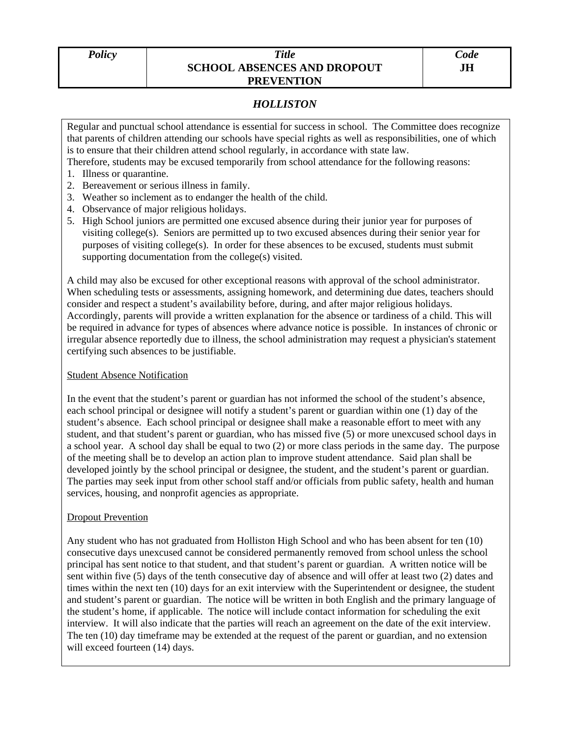| Policy | Title | Code |
| --- | --- | --- |
| | **SCHOOL ABSENCES AND DROPOUT PREVENTION** | **JH** |

## *HOLLISTON*

Regular and punctual school attendance is essential for success in school. The Committee does recognize that parents of children attending our schools have special rights as well as responsibilities, one of which is to ensure that their children attend school regularly, in accordance with state law.

Therefore, students may be excused temporarily from school attendance for the following reasons:

1. Illness or quarantine.
2. Bereavement or serious illness in family.
3. Weather so inclement as to endanger the health of the child.
4. Observance of major religious holidays.
5. High School juniors are permitted one excused absence during their junior year for purposes of visiting college(s). Seniors are permitted up to two excused absences during their senior year for purposes of visiting college(s). In order for these absences to be excused, students must submit supporting documentation from the college(s) visited.

A child may also be excused for other exceptional reasons with approval of the school administrator. When scheduling tests or assessments, assigning homework, and determining due dates, teachers should consider and respect a student's availability before, during, and after major religious holidays. Accordingly, parents will provide a written explanation for the absence or tardiness of a child. This will be required in advance for types of absences where advance notice is possible. In instances of chronic or irregular absence reportedly due to illness, the school administration may request a physician's statement certifying such absences to be justifiable.

Student Absence Notification

In the event that the student's parent or guardian has not informed the school of the student's absence, each school principal or designee will notify a student's parent or guardian within one (1) day of the student's absence. Each school principal or designee shall make a reasonable effort to meet with any student, and that student's parent or guardian, who has missed five (5) or more unexcused school days in a school year. A school day shall be equal to two (2) or more class periods in the same day. The purpose of the meeting shall be to develop an action plan to improve student attendance. Said plan shall be developed jointly by the school principal or designee, the student, and the student's parent or guardian. The parties may seek input from other school staff and/or officials from public safety, health and human services, housing, and nonprofit agencies as appropriate.

Dropout Prevention

Any student who has not graduated from Holliston High School and who has been absent for ten (10) consecutive days unexcused cannot be considered permanently removed from school unless the school principal has sent notice to that student, and that student's parent or guardian. A written notice will be sent within five (5) days of the tenth consecutive day of absence and will offer at least two (2) dates and times within the next ten (10) days for an exit interview with the Superintendent or designee, the student and student's parent or guardian. The notice will be written in both English and the primary language of the student's home, if applicable. The notice will include contact information for scheduling the exit interview. It will also indicate that the parties will reach an agreement on the date of the exit interview. The ten (10) day timeframe may be extended at the request of the parent or guardian, and no extension will exceed fourteen (14) days.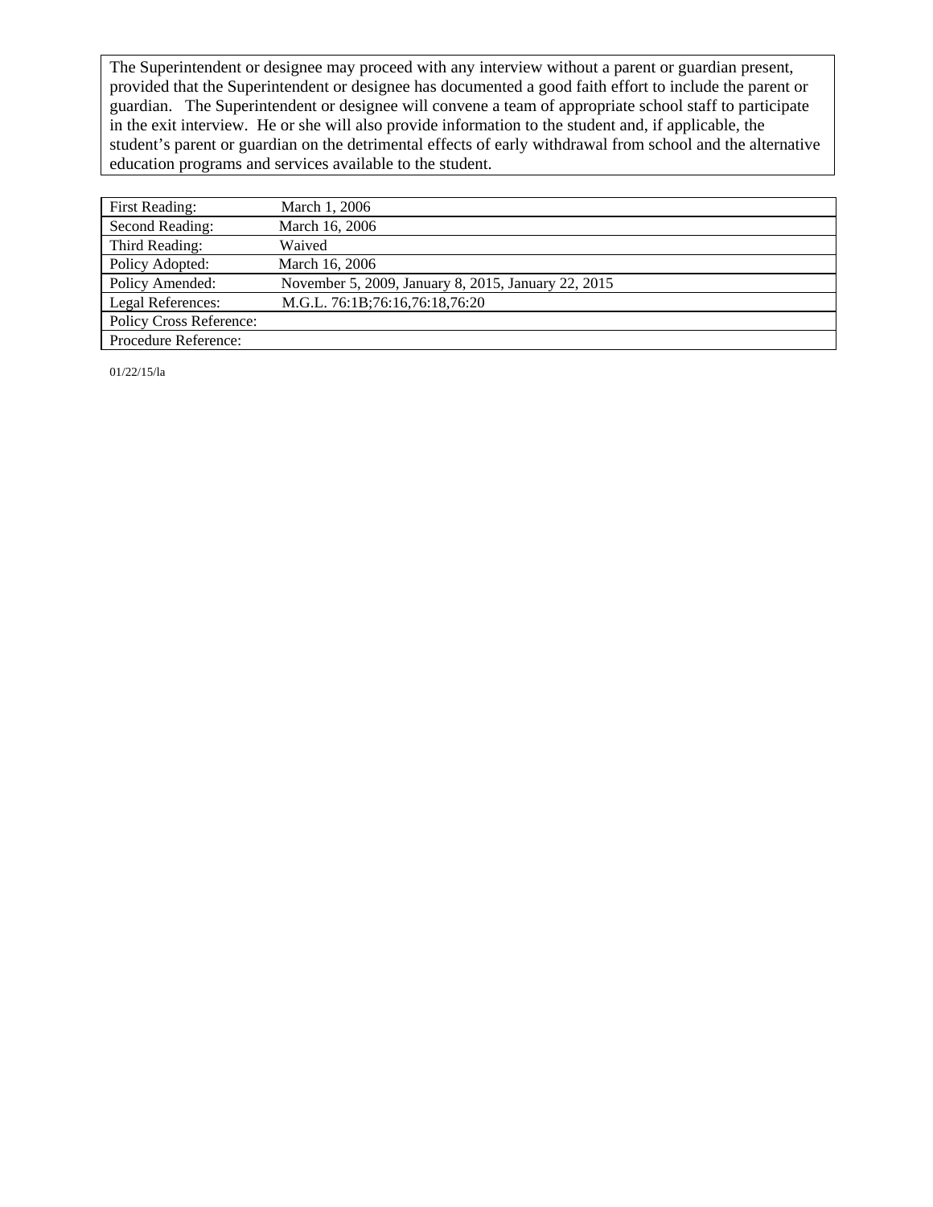The Superintendent or designee may proceed with any interview without a parent or guardian present, provided that the Superintendent or designee has documented a good faith effort to include the parent or guardian. The Superintendent or designee will convene a team of appropriate school staff to participate in the exit interview. He or she will also provide information to the student and, if applicable, the student's parent or guardian on the detrimental effects of early withdrawal from school and the alternative education programs and services available to the student.

| | |
|---|---|
| First Reading: | March 1, 2006 |
| Second Reading: | March 16, 2006 |
| Third Reading: | Waived |
| Policy Adopted: | March 16, 2006 |
| Policy Amended: | November 5, 2009, January 8, 2015, January 22, 2015 |
| Legal References: | M.G.L. 76:1B;76:16,76:18,76:20 |
| Policy Cross Reference: | |
| Procedure Reference: | |

01/22/15/la